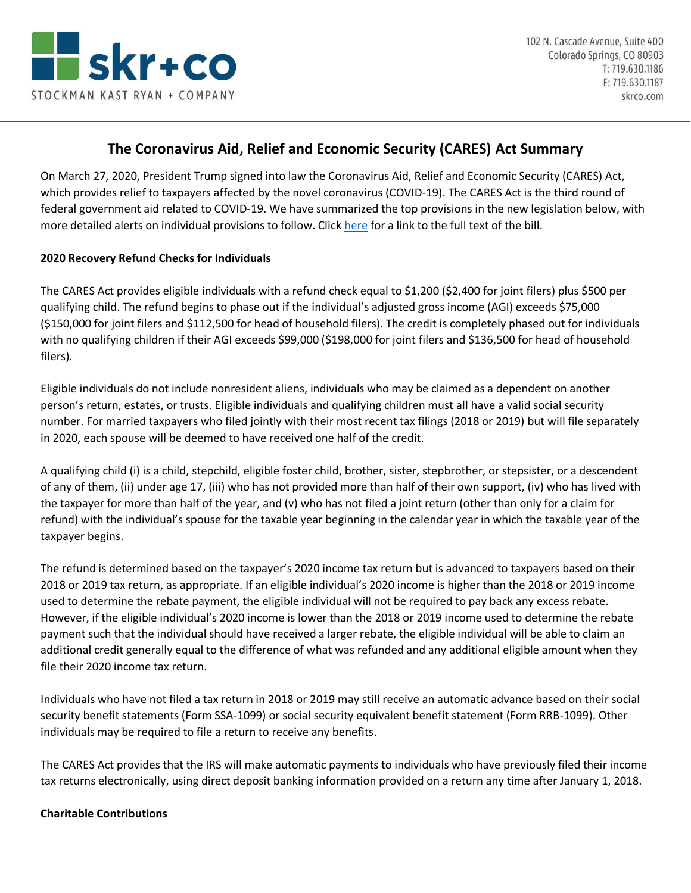STOCKMAN KAST RYAN + COMPANY

102 N. Cascade Avenue, Suite 400
Colorado Springs, CO 80903
T: 719.630.1186
F: 719.630.1187
skrco.com

# The Coronavirus Aid, Relief and Economic Security (CARES) Act Summary

On March 27, 2020, President Trump signed into law the Coronavirus Aid, Relief and Economic Security (CARES) Act, which provides relief to taxpayers affected by the novel coronavirus (COVID-19). The CARES Act is the third round of federal government aid related to COVID-19. We have summarized the top provisions in the new legislation below, with more detailed alerts on individual provisions to follow. Click here for a link to the full text of the bill.

**2020 Recovery Refund Checks for Individuals**

The CARES Act provides eligible individuals with a refund check equal to $1,200 ($2,400 for joint filers) plus $500 per qualifying child. The refund begins to phase out if the individual's adjusted gross income (AGI) exceeds $75,000 ($150,000 for joint filers and $112,500 for head of household filers). The credit is completely phased out for individuals with no qualifying children if their AGI exceeds $99,000 ($198,000 for joint filers and $136,500 for head of household filers).

Eligible individuals do not include nonresident aliens, individuals who may be claimed as a dependent on another person's return, estates, or trusts. Eligible individuals and qualifying children must all have a valid social security number. For married taxpayers who filed jointly with their most recent tax filings (2018 or 2019) but will file separately in 2020, each spouse will be deemed to have received one half of the credit.

A qualifying child (i) is a child, stepchild, eligible foster child, brother, sister, stepbrother, or stepsister, or a descendent of any of them, (ii) under age 17, (iii) who has not provided more than half of their own support, (iv) who has lived with the taxpayer for more than half of the year, and (v) who has not filed a joint return (other than only for a claim for refund) with the individual's spouse for the taxable year beginning in the calendar year in which the taxable year of the taxpayer begins.

The refund is determined based on the taxpayer's 2020 income tax return but is advanced to taxpayers based on their 2018 or 2019 tax return, as appropriate. If an eligible individual's 2020 income is higher than the 2018 or 2019 income used to determine the rebate payment, the eligible individual will not be required to pay back any excess rebate. However, if the eligible individual's 2020 income is lower than the 2018 or 2019 income used to determine the rebate payment such that the individual should have received a larger rebate, the eligible individual will be able to claim an additional credit generally equal to the difference of what was refunded and any additional eligible amount when they file their 2020 income tax return.

Individuals who have not filed a tax return in 2018 or 2019 may still receive an automatic advance based on their social security benefit statements (Form SSA-1099) or social security equivalent benefit statement (Form RRB-1099). Other individuals may be required to file a return to receive any benefits.

The CARES Act provides that the IRS will make automatic payments to individuals who have previously filed their income tax returns electronically, using direct deposit banking information provided on a return any time after January 1, 2018.

**Charitable Contributions**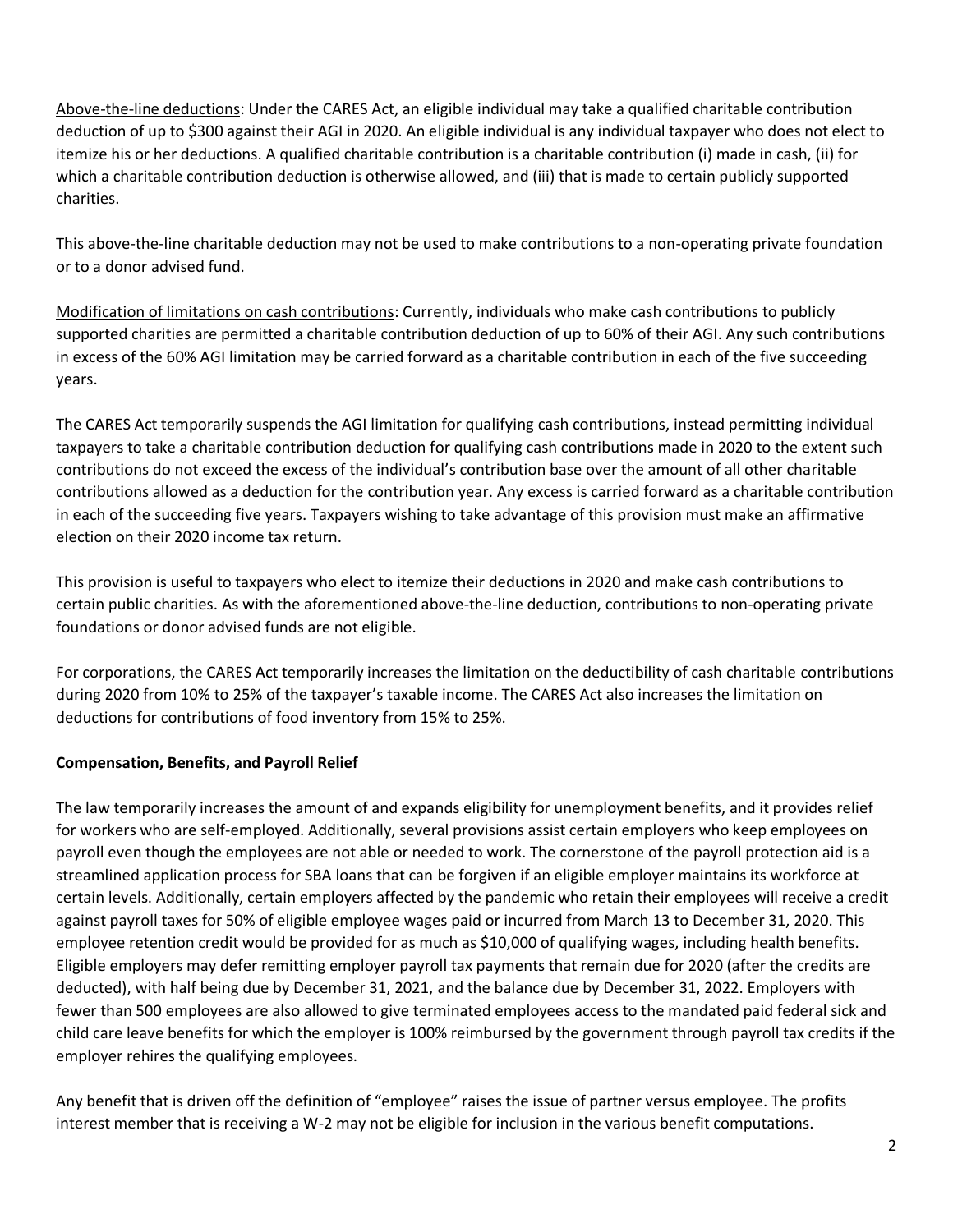<u>Above-the-line deductions</u>: Under the CARES Act, an eligible individual may take a qualified charitable contribution deduction of up to $300 against their AGI in 2020. An eligible individual is any individual taxpayer who does not elect to itemize his or her deductions. A qualified charitable contribution is a charitable contribution (i) made in cash, (ii) for which a charitable contribution deduction is otherwise allowed, and (iii) that is made to certain publicly supported charities.

This above-the-line charitable deduction may not be used to make contributions to a non-operating private foundation or to a donor advised fund.

<u>Modification of limitations on cash contributions</u>: Currently, individuals who make cash contributions to publicly supported charities are permitted a charitable contribution deduction of up to 60% of their AGI. Any such contributions in excess of the 60% AGI limitation may be carried forward as a charitable contribution in each of the five succeeding years.

The CARES Act temporarily suspends the AGI limitation for qualifying cash contributions, instead permitting individual taxpayers to take a charitable contribution deduction for qualifying cash contributions made in 2020 to the extent such contributions do not exceed the excess of the individual's contribution base over the amount of all other charitable contributions allowed as a deduction for the contribution year. Any excess is carried forward as a charitable contribution in each of the succeeding five years. Taxpayers wishing to take advantage of this provision must make an affirmative election on their 2020 income tax return.

This provision is useful to taxpayers who elect to itemize their deductions in 2020 and make cash contributions to certain public charities. As with the aforementioned above-the-line deduction, contributions to non-operating private foundations or donor advised funds are not eligible.

For corporations, the CARES Act temporarily increases the limitation on the deductibility of cash charitable contributions during 2020 from 10% to 25% of the taxpayer's taxable income. The CARES Act also increases the limitation on deductions for contributions of food inventory from 15% to 25%.

**Compensation, Benefits, and Payroll Relief**

The law temporarily increases the amount of and expands eligibility for unemployment benefits, and it provides relief for workers who are self-employed. Additionally, several provisions assist certain employers who keep employees on payroll even though the employees are not able or needed to work. The cornerstone of the payroll protection aid is a streamlined application process for SBA loans that can be forgiven if an eligible employer maintains its workforce at certain levels. Additionally, certain employers affected by the pandemic who retain their employees will receive a credit against payroll taxes for 50% of eligible employee wages paid or incurred from March 13 to December 31, 2020. This employee retention credit would be provided for as much as $10,000 of qualifying wages, including health benefits. Eligible employers may defer remitting employer payroll tax payments that remain due for 2020 (after the credits are deducted), with half being due by December 31, 2021, and the balance due by December 31, 2022. Employers with fewer than 500 employees are also allowed to give terminated employees access to the mandated paid federal sick and child care leave benefits for which the employer is 100% reimbursed by the government through payroll tax credits if the employer rehires the qualifying employees.

Any benefit that is driven off the definition of "employee" raises the issue of partner versus employee. The profits interest member that is receiving a W-2 may not be eligible for inclusion in the various benefit computations.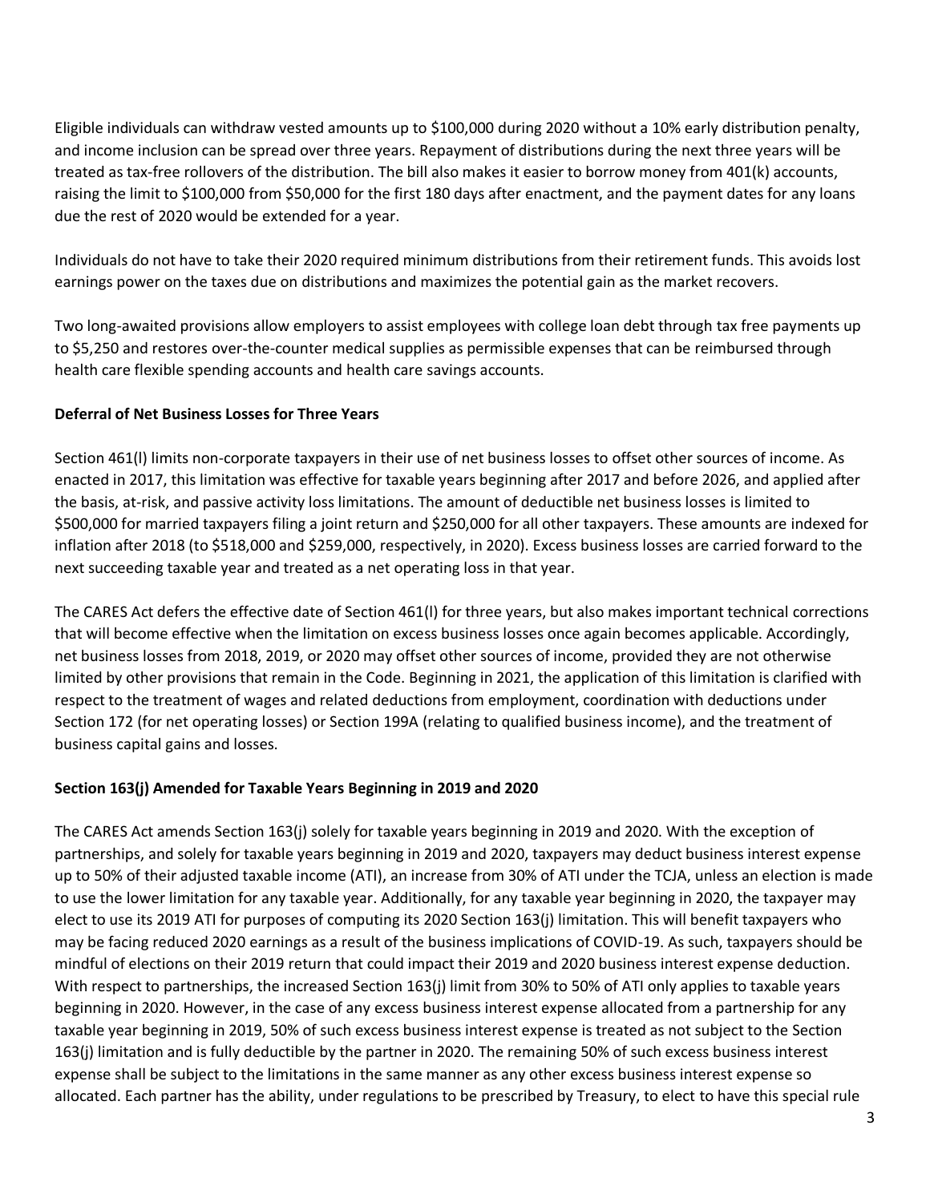Eligible individuals can withdraw vested amounts up to $100,000 during 2020 without a 10% early distribution penalty, and income inclusion can be spread over three years. Repayment of distributions during the next three years will be treated as tax-free rollovers of the distribution. The bill also makes it easier to borrow money from 401(k) accounts, raising the limit to $100,000 from $50,000 for the first 180 days after enactment, and the payment dates for any loans due the rest of 2020 would be extended for a year.

Individuals do not have to take their 2020 required minimum distributions from their retirement funds. This avoids lost earnings power on the taxes due on distributions and maximizes the potential gain as the market recovers.

Two long-awaited provisions allow employers to assist employees with college loan debt through tax free payments up to $5,250 and restores over-the-counter medical supplies as permissible expenses that can be reimbursed through health care flexible spending accounts and health care savings accounts.

**Deferral of Net Business Losses for Three Years**

Section 461(l) limits non-corporate taxpayers in their use of net business losses to offset other sources of income. As enacted in 2017, this limitation was effective for taxable years beginning after 2017 and before 2026, and applied after the basis, at-risk, and passive activity loss limitations. The amount of deductible net business losses is limited to $500,000 for married taxpayers filing a joint return and $250,000 for all other taxpayers. These amounts are indexed for inflation after 2018 (to $518,000 and $259,000, respectively, in 2020). Excess business losses are carried forward to the next succeeding taxable year and treated as a net operating loss in that year.

The CARES Act defers the effective date of Section 461(l) for three years, but also makes important technical corrections that will become effective when the limitation on excess business losses once again becomes applicable. Accordingly, net business losses from 2018, 2019, or 2020 may offset other sources of income, provided they are not otherwise limited by other provisions that remain in the Code. Beginning in 2021, the application of this limitation is clarified with respect to the treatment of wages and related deductions from employment, coordination with deductions under Section 172 (for net operating losses) or Section 199A (relating to qualified business income), and the treatment of business capital gains and losses.

**Section 163(j) Amended for Taxable Years Beginning in 2019 and 2020**

The CARES Act amends Section 163(j) solely for taxable years beginning in 2019 and 2020. With the exception of partnerships, and solely for taxable years beginning in 2019 and 2020, taxpayers may deduct business interest expense up to 50% of their adjusted taxable income (ATI), an increase from 30% of ATI under the TCJA, unless an election is made to use the lower limitation for any taxable year. Additionally, for any taxable year beginning in 2020, the taxpayer may elect to use its 2019 ATI for purposes of computing its 2020 Section 163(j) limitation. This will benefit taxpayers who may be facing reduced 2020 earnings as a result of the business implications of COVID-19. As such, taxpayers should be mindful of elections on their 2019 return that could impact their 2019 and 2020 business interest expense deduction. With respect to partnerships, the increased Section 163(j) limit from 30% to 50% of ATI only applies to taxable years beginning in 2020. However, in the case of any excess business interest expense allocated from a partnership for any taxable year beginning in 2019, 50% of such excess business interest expense is treated as not subject to the Section 163(j) limitation and is fully deductible by the partner in 2020. The remaining 50% of such excess business interest expense shall be subject to the limitations in the same manner as any other excess business interest expense so allocated. Each partner has the ability, under regulations to be prescribed by Treasury, to elect to have this special rule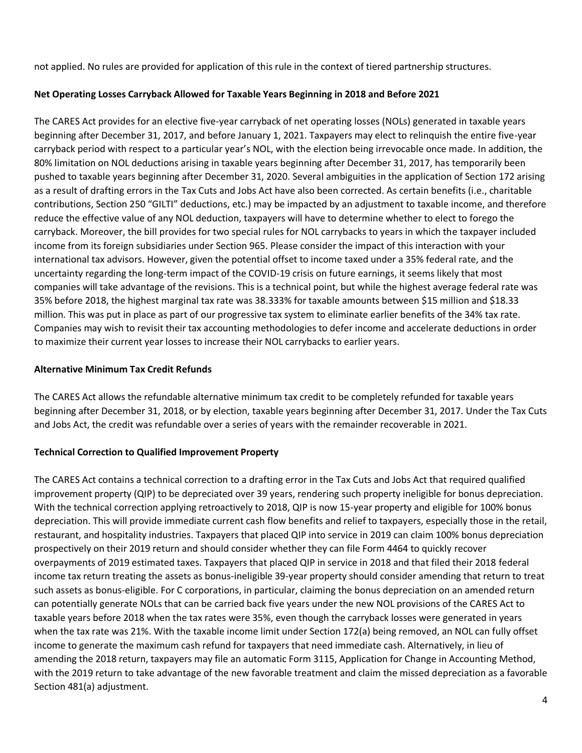not applied. No rules are provided for application of this rule in the context of tiered partnership structures.

**Net Operating Losses Carryback Allowed for Taxable Years Beginning in 2018 and Before 2021**

The CARES Act provides for an elective five-year carryback of net operating losses (NOLs) generated in taxable years beginning after December 31, 2017, and before January 1, 2021. Taxpayers may elect to relinquish the entire five-year carryback period with respect to a particular year's NOL, with the election being irrevocable once made. In addition, the 80% limitation on NOL deductions arising in taxable years beginning after December 31, 2017, has temporarily been pushed to taxable years beginning after December 31, 2020. Several ambiguities in the application of Section 172 arising as a result of drafting errors in the Tax Cuts and Jobs Act have also been corrected. As certain benefits (i.e., charitable contributions, Section 250 "GILTI" deductions, etc.) may be impacted by an adjustment to taxable income, and therefore reduce the effective value of any NOL deduction, taxpayers will have to determine whether to elect to forego the carryback. Moreover, the bill provides for two special rules for NOL carrybacks to years in which the taxpayer included income from its foreign subsidiaries under Section 965. Please consider the impact of this interaction with your international tax advisors. However, given the potential offset to income taxed under a 35% federal rate, and the uncertainty regarding the long-term impact of the COVID-19 crisis on future earnings, it seems likely that most companies will take advantage of the revisions. This is a technical point, but while the highest average federal rate was 35% before 2018, the highest marginal tax rate was 38.333% for taxable amounts between $15 million and $18.33 million. This was put in place as part of our progressive tax system to eliminate earlier benefits of the 34% tax rate. Companies may wish to revisit their tax accounting methodologies to defer income and accelerate deductions in order to maximize their current year losses to increase their NOL carrybacks to earlier years.

**Alternative Minimum Tax Credit Refunds**

The CARES Act allows the refundable alternative minimum tax credit to be completely refunded for taxable years beginning after December 31, 2018, or by election, taxable years beginning after December 31, 2017. Under the Tax Cuts and Jobs Act, the credit was refundable over a series of years with the remainder recoverable in 2021.

**Technical Correction to Qualified Improvement Property**

The CARES Act contains a technical correction to a drafting error in the Tax Cuts and Jobs Act that required qualified improvement property (QIP) to be depreciated over 39 years, rendering such property ineligible for bonus depreciation. With the technical correction applying retroactively to 2018, QIP is now 15-year property and eligible for 100% bonus depreciation. This will provide immediate current cash flow benefits and relief to taxpayers, especially those in the retail, restaurant, and hospitality industries. Taxpayers that placed QIP into service in 2019 can claim 100% bonus depreciation prospectively on their 2019 return and should consider whether they can file Form 4464 to quickly recover overpayments of 2019 estimated taxes. Taxpayers that placed QIP in service in 2018 and that filed their 2018 federal income tax return treating the assets as bonus-ineligible 39-year property should consider amending that return to treat such assets as bonus-eligible. For C corporations, in particular, claiming the bonus depreciation on an amended return can potentially generate NOLs that can be carried back five years under the new NOL provisions of the CARES Act to taxable years before 2018 when the tax rates were 35%, even though the carryback losses were generated in years when the tax rate was 21%. With the taxable income limit under Section 172(a) being removed, an NOL can fully offset income to generate the maximum cash refund for taxpayers that need immediate cash. Alternatively, in lieu of amending the 2018 return, taxpayers may file an automatic Form 3115, Application for Change in Accounting Method, with the 2019 return to take advantage of the new favorable treatment and claim the missed depreciation as a favorable Section 481(a) adjustment.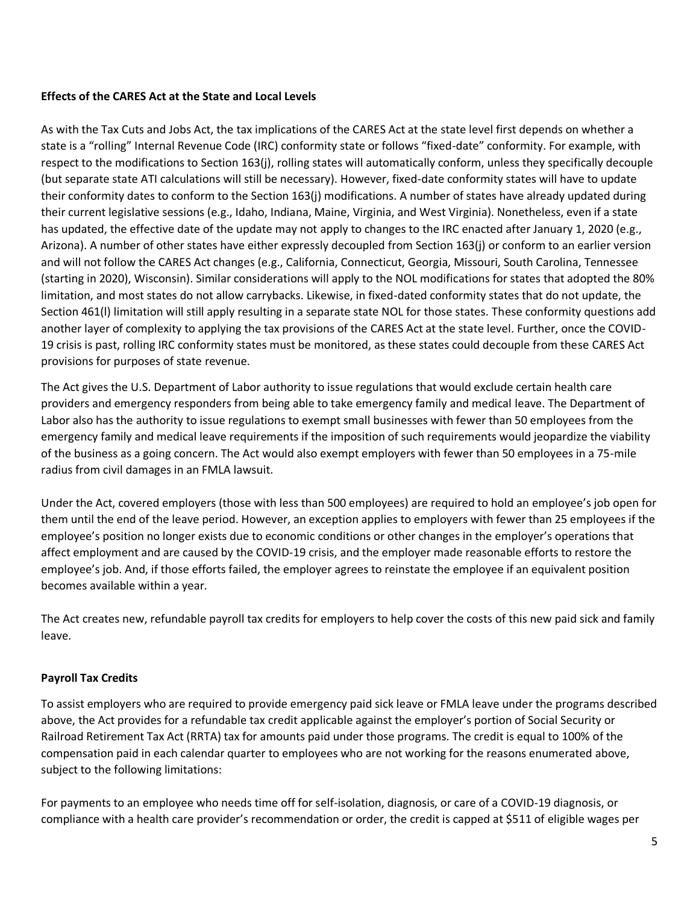**Effects of the CARES Act at the State and Local Levels**

As with the Tax Cuts and Jobs Act, the tax implications of the CARES Act at the state level first depends on whether a state is a "rolling" Internal Revenue Code (IRC) conformity state or follows "fixed-date" conformity. For example, with respect to the modifications to Section 163(j), rolling states will automatically conform, unless they specifically decouple (but separate state ATI calculations will still be necessary). However, fixed-date conformity states will have to update their conformity dates to conform to the Section 163(j) modifications. A number of states have already updated during their current legislative sessions (e.g., Idaho, Indiana, Maine, Virginia, and West Virginia). Nonetheless, even if a state has updated, the effective date of the update may not apply to changes to the IRC enacted after January 1, 2020 (e.g., Arizona). A number of other states have either expressly decoupled from Section 163(j) or conform to an earlier version and will not follow the CARES Act changes (e.g., California, Connecticut, Georgia, Missouri, South Carolina, Tennessee (starting in 2020), Wisconsin). Similar considerations will apply to the NOL modifications for states that adopted the 80% limitation, and most states do not allow carrybacks. Likewise, in fixed-dated conformity states that do not update, the Section 461(l) limitation will still apply resulting in a separate state NOL for those states. These conformity questions add another layer of complexity to applying the tax provisions of the CARES Act at the state level. Further, once the COVID-19 crisis is past, rolling IRC conformity states must be monitored, as these states could decouple from these CARES Act provisions for purposes of state revenue.

The Act gives the U.S. Department of Labor authority to issue regulations that would exclude certain health care providers and emergency responders from being able to take emergency family and medical leave. The Department of Labor also has the authority to issue regulations to exempt small businesses with fewer than 50 employees from the emergency family and medical leave requirements if the imposition of such requirements would jeopardize the viability of the business as a going concern. The Act would also exempt employers with fewer than 50 employees in a 75-mile radius from civil damages in an FMLA lawsuit.

Under the Act, covered employers (those with less than 500 employees) are required to hold an employee's job open for them until the end of the leave period. However, an exception applies to employers with fewer than 25 employees if the employee's position no longer exists due to economic conditions or other changes in the employer's operations that affect employment and are caused by the COVID-19 crisis, and the employer made reasonable efforts to restore the employee's job. And, if those efforts failed, the employer agrees to reinstate the employee if an equivalent position becomes available within a year.

The Act creates new, refundable payroll tax credits for employers to help cover the costs of this new paid sick and family leave.

**Payroll Tax Credits**

To assist employers who are required to provide emergency paid sick leave or FMLA leave under the programs described above, the Act provides for a refundable tax credit applicable against the employer's portion of Social Security or Railroad Retirement Tax Act (RRTA) tax for amounts paid under those programs. The credit is equal to 100% of the compensation paid in each calendar quarter to employees who are not working for the reasons enumerated above, subject to the following limitations:

For payments to an employee who needs time off for self-isolation, diagnosis, or care of a COVID-19 diagnosis, or compliance with a health care provider's recommendation or order, the credit is capped at $511 of eligible wages per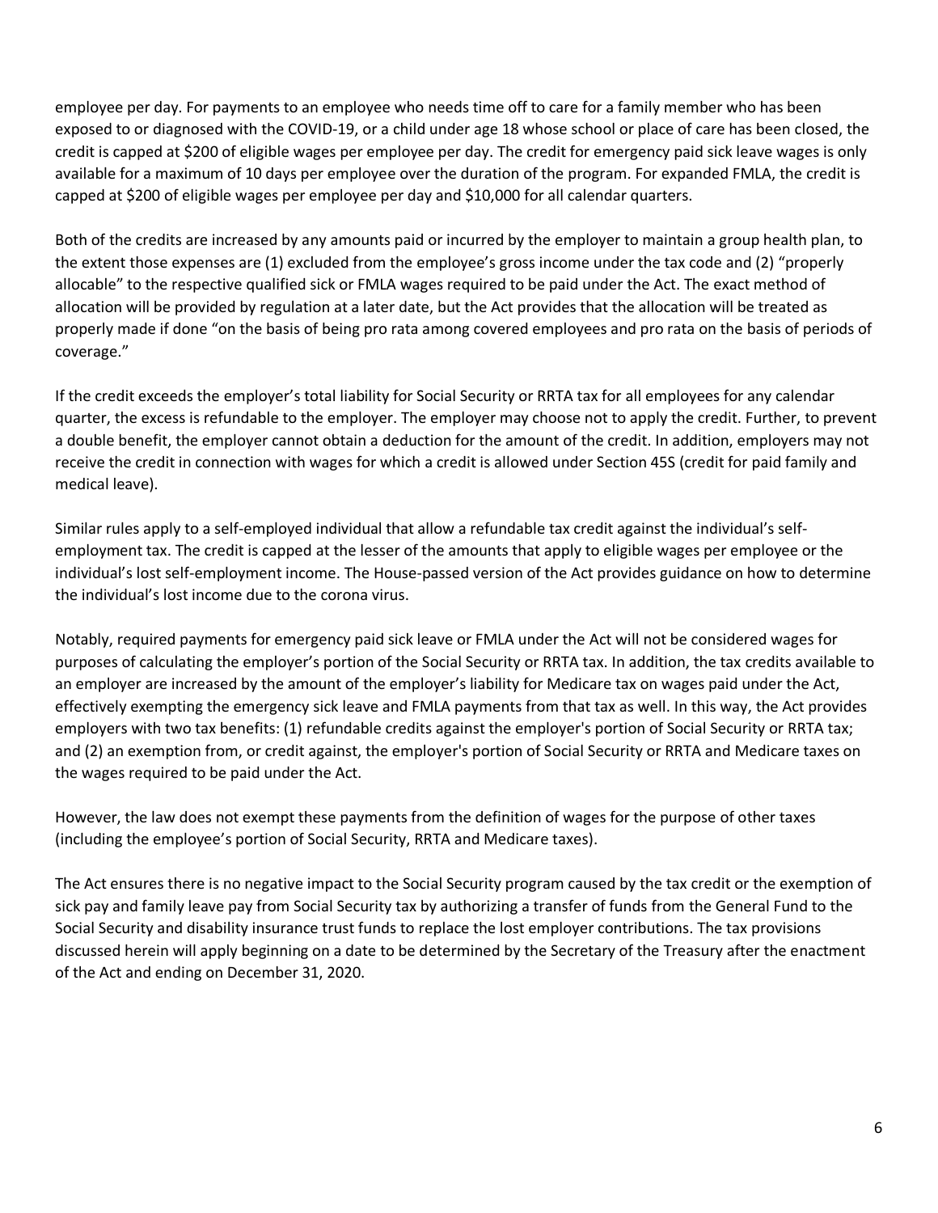employee per day. For payments to an employee who needs time off to care for a family member who has been exposed to or diagnosed with the COVID-19, or a child under age 18 whose school or place of care has been closed, the credit is capped at $200 of eligible wages per employee per day. The credit for emergency paid sick leave wages is only available for a maximum of 10 days per employee over the duration of the program. For expanded FMLA, the credit is capped at $200 of eligible wages per employee per day and $10,000 for all calendar quarters.

Both of the credits are increased by any amounts paid or incurred by the employer to maintain a group health plan, to the extent those expenses are (1) excluded from the employee's gross income under the tax code and (2) "properly allocable" to the respective qualified sick or FMLA wages required to be paid under the Act. The exact method of allocation will be provided by regulation at a later date, but the Act provides that the allocation will be treated as properly made if done "on the basis of being pro rata among covered employees and pro rata on the basis of periods of coverage."

If the credit exceeds the employer's total liability for Social Security or RRTA tax for all employees for any calendar quarter, the excess is refundable to the employer. The employer may choose not to apply the credit. Further, to prevent a double benefit, the employer cannot obtain a deduction for the amount of the credit. In addition, employers may not receive the credit in connection with wages for which a credit is allowed under Section 45S (credit for paid family and medical leave).

Similar rules apply to a self-employed individual that allow a refundable tax credit against the individual's self-employment tax. The credit is capped at the lesser of the amounts that apply to eligible wages per employee or the individual's lost self-employment income. The House-passed version of the Act provides guidance on how to determine the individual's lost income due to the corona virus.

Notably, required payments for emergency paid sick leave or FMLA under the Act will not be considered wages for purposes of calculating the employer's portion of the Social Security or RRTA tax. In addition, the tax credits available to an employer are increased by the amount of the employer's liability for Medicare tax on wages paid under the Act, effectively exempting the emergency sick leave and FMLA payments from that tax as well. In this way, the Act provides employers with two tax benefits: (1) refundable credits against the employer's portion of Social Security or RRTA tax; and (2) an exemption from, or credit against, the employer's portion of Social Security or RRTA and Medicare taxes on the wages required to be paid under the Act.

However, the law does not exempt these payments from the definition of wages for the purpose of other taxes (including the employee's portion of Social Security, RRTA and Medicare taxes).

The Act ensures there is no negative impact to the Social Security program caused by the tax credit or the exemption of sick pay and family leave pay from Social Security tax by authorizing a transfer of funds from the General Fund to the Social Security and disability insurance trust funds to replace the lost employer contributions. The tax provisions discussed herein will apply beginning on a date to be determined by the Secretary of the Treasury after the enactment of the Act and ending on December 31, 2020.